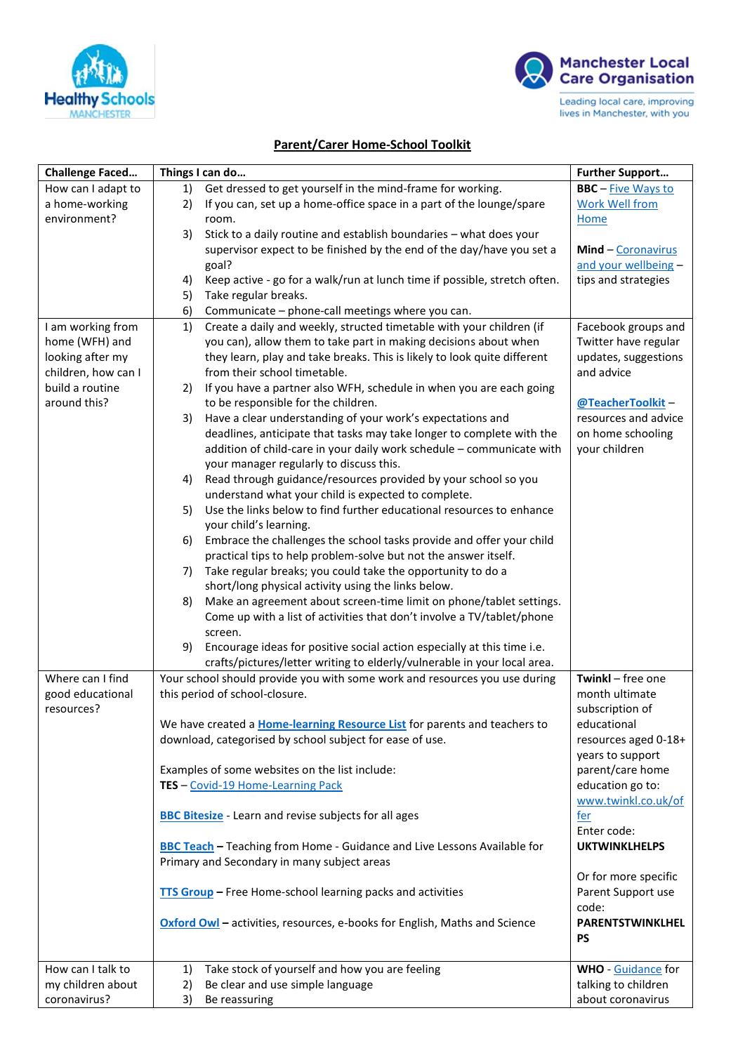## Parent/Carer Home-School Toolkit

| Challenge Faced… | Things I can do… | Further Support… |
|---|---|---|
| How can I adapt to a home-working environment? | 1) Get dressed to get yourself in the mind-frame for working.<br>2) If you can, set up a home-office space in a part of the lounge/spare room.<br>3) Stick to a daily routine and establish boundaries – what does your supervisor expect to be finished by the end of the day/have you set a goal?<br>4) Keep active - go for a walk/run at lunch time if possible, stretch often.<br>5) Take regular breaks.<br>6) Communicate – phone-call meetings where you can. | **BBC** – Five Ways to Work Well from Home<br><br>**Mind** – Coronavirus and your wellbeing – tips and strategies |
| I am working from home (WFH) and looking after my children, how can I build a routine around this? | 1) Create a daily and weekly, structed timetable with your children (if you can), allow them to take part in making decisions about when they learn, play and take breaks. This is likely to look quite different from their school timetable.<br>2) If you have a partner also WFH, schedule in when you are each going to be responsible for the children.<br>3) Have a clear understanding of your work's expectations and deadlines, anticipate that tasks may take longer to complete with the addition of child-care in your daily work schedule – communicate with your manager regularly to discuss this.<br>4) Read through guidance/resources provided by your school so you understand what your child is expected to complete.<br>5) Use the links below to find further educational resources to enhance your child's learning.<br>6) Embrace the challenges the school tasks provide and offer your child practical tips to help problem-solve but not the answer itself.<br>7) Take regular breaks; you could take the opportunity to do a short/long physical activity using the links below.<br>8) Make an agreement about screen-time limit on phone/tablet settings. Come up with a list of activities that don't involve a TV/tablet/phone screen.<br>9) Encourage ideas for positive social action especially at this time i.e. crafts/pictures/letter writing to elderly/vulnerable in your local area. | Facebook groups and Twitter have regular updates, suggestions and advice<br><br>**@TeacherToolkit** – resources and advice on home schooling your children |
| Where can I find good educational resources? | Your school should provide you with some work and resources you use during this period of school-closure.<br><br>We have created a **Home-learning Resource List** for parents and teachers to download, categorised by school subject for ease of use.<br><br>Examples of some websites on the list include:<br>**TES** – Covid-19 Home-Learning Pack<br><br>**BBC Bitesize** - Learn and revise subjects for all ages<br><br>**BBC Teach** – Teaching from Home - Guidance and Live Lessons Available for Primary and Secondary in many subject areas<br><br>**TTS Group** – Free Home-school learning packs and activities<br><br>**Oxford Owl** – activities, resources, e-books for English, Maths and Science | **Twinkl** – free one month ultimate subscription of educational resources aged 0-18+ years to support parent/care home education go to: www.twinkl.co.uk/offer<br>Enter code: **UKTWINKLHELPS**<br><br>Or for more specific Parent Support use code: **PARENTSTWINKLHELPS** |
| How can I talk to my children about coronavirus? | 1) Take stock of yourself and how you are feeling<br>2) Be clear and use simple language<br>3) Be reassuring | **WHO** - Guidance for talking to children about coronavirus |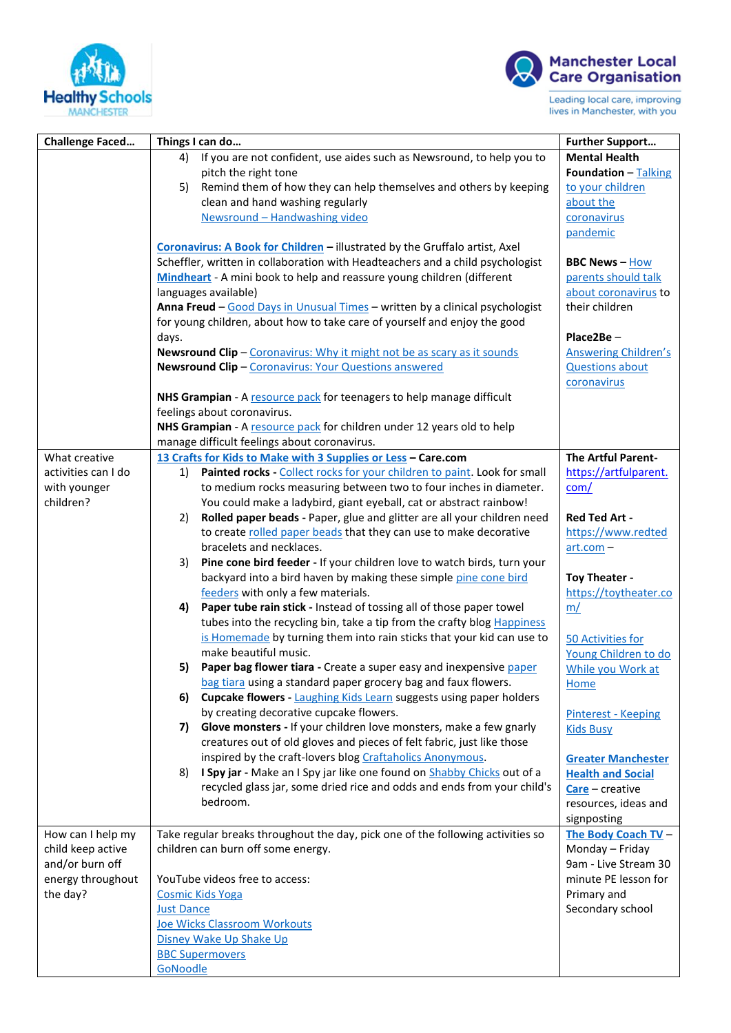| Challenge Faced… | Things I can do… | Further Support… |
|---|---|---|
| | 4) If you are not confident, use aides such as Newsround, to help you to pitch the right tone<br>5) Remind them of how they can help themselves and others by keeping clean and hand washing regularly<br>Newsround – Handwashing video<br><br>**Coronavirus: A Book for Children** – illustrated by the Gruffalo artist, Axel Scheffler, written in collaboration with Headteachers and a child psychologist<br>**Mindheart** - A mini book to help and reassure young children (different languages available)<br>**Anna Freud** – Good Days in Unusual Times – written by a clinical psychologist for young children, about how to take care of yourself and enjoy the good days.<br>**Newsround Clip** – Coronavirus: Why it might not be as scary as it sounds<br>**Newsround Clip** – Coronavirus: Your Questions answered<br><br>**NHS Grampian** - A resource pack for teenagers to help manage difficult feelings about coronavirus.<br>**NHS Grampian** - A resource pack for children under 12 years old to help manage difficult feelings about coronavirus. | **Mental Health Foundation** – Talking to your children about the coronavirus pandemic<br><br>**BBC News** – How parents should talk about coronavirus to their children<br><br>**Place2Be** – Answering Children's Questions about coronavirus |
| What creative activities can I do with younger children? | **13 Crafts for Kids to Make with 3 Supplies or Less** – **Care.com**<br>1) **Painted rocks** - Collect rocks for your children to paint. Look for small to medium rocks measuring between two to four inches in diameter. You could make a ladybird, giant eyeball, cat or abstract rainbow!<br>2) **Rolled paper beads** - Paper, glue and glitter are all your children need to create rolled paper beads that they can use to make decorative bracelets and necklaces.<br>3) **Pine cone bird feeder** - If your children love to watch birds, turn your backyard into a bird haven by making these simple pine cone bird feeders with only a few materials.<br>**4) Paper tube rain stick** - Instead of tossing all of those paper towel tubes into the recycling bin, take a tip from the crafty blog Happiness is Homemade by turning them into rain sticks that your kid can use to make beautiful music.<br>**5) Paper bag flower tiara** - Create a super easy and inexpensive paper bag tiara using a standard paper grocery bag and faux flowers.<br>**6) Cupcake flowers** - Laughing Kids Learn suggests using paper holders by creating decorative cupcake flowers.<br>**7) Glove monsters** - If your children love monsters, make a few gnarly creatures out of old gloves and pieces of felt fabric, just like those inspired by the craft-lovers blog Craftaholics Anonymous.<br>8) **I Spy jar** - Make an I Spy jar like one found on Shabby Chicks out of a recycled glass jar, some dried rice and odds and ends from your child's bedroom. | **The Artful Parent-** https://artfulparent.com/<br><br>**Red Ted Art** - https://www.redtedart.com –<br><br>**Toy Theater** - https://toytheater.com/<br><br>50 Activities for Young Children to do While you Work at Home<br><br>Pinterest - Keeping Kids Busy<br><br>**Greater Manchester Health and Social Care** – creative resources, ideas and signposting |
| How can I help my child keep active and/or burn off energy throughout the day? | Take regular breaks throughout the day, pick one of the following activities so children can burn off some energy.<br><br>YouTube videos free to access:<br>Cosmic Kids Yoga<br>Just Dance<br>Joe Wicks Classroom Workouts<br>Disney Wake Up Shake Up<br>BBC Supermovers<br>GoNoodle | **The Body Coach TV** – Monday – Friday 9am - Live Stream 30 minute PE lesson for Primary and Secondary school |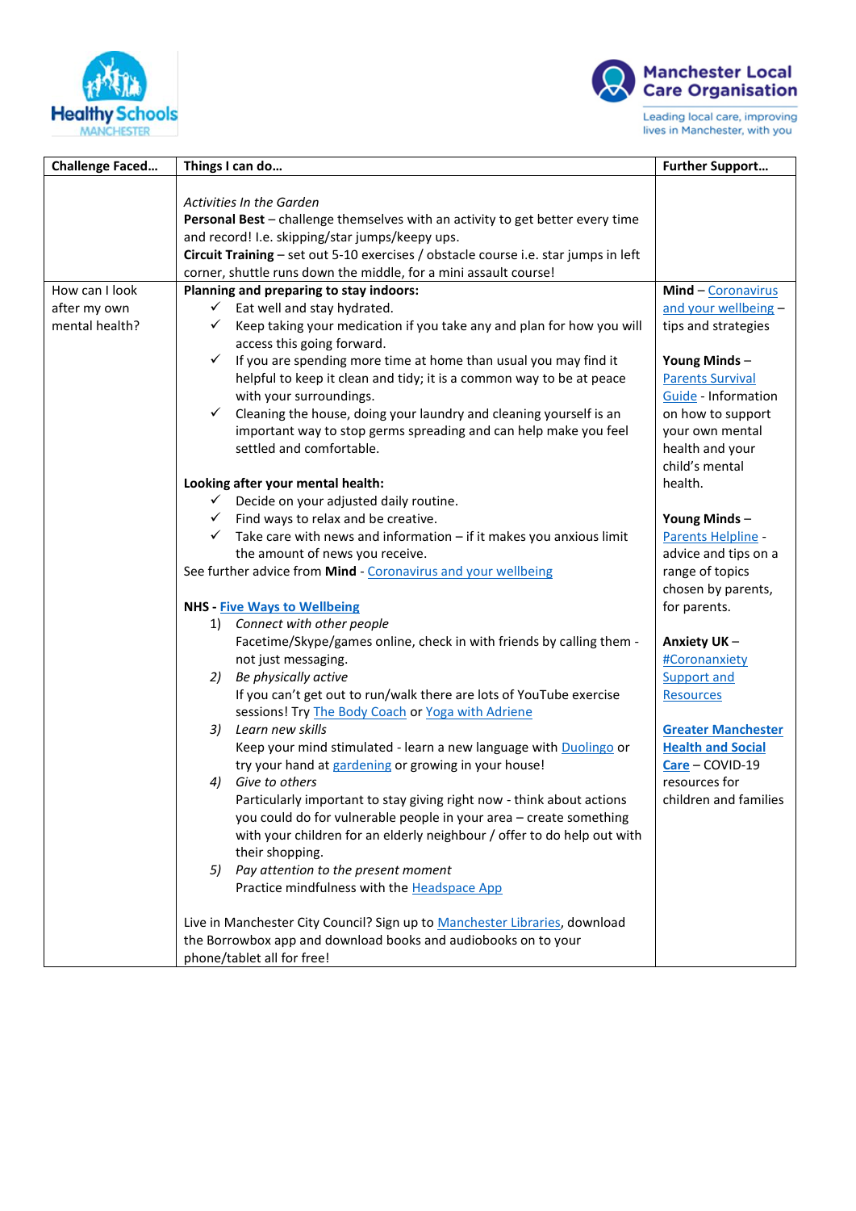| Challenge Faced… | Things I can do… | Further Support… |
|---|---|---|
| | *Activities In the Garden*<br>**Personal Best** – challenge themselves with an activity to get better every time and record! I.e. skipping/star jumps/keepy ups.<br>**Circuit Training** – set out 5-10 exercises / obstacle course i.e. star jumps in left corner, shuttle runs down the middle, for a mini assault course! | |
| How can I look after my own mental health? | **Planning and preparing to stay indoors:**<br>✓ Eat well and stay hydrated.<br>✓ Keep taking your medication if you take any and plan for how you will access this going forward.<br>✓ If you are spending more time at home than usual you may find it helpful to keep it clean and tidy; it is a common way to be at peace with your surroundings.<br>✓ Cleaning the house, doing your laundry and cleaning yourself is an important way to stop germs spreading and can help make you feel settled and comfortable.<br><br>**Looking after your mental health:**<br>✓ Decide on your adjusted daily routine.<br>✓ Find ways to relax and be creative.<br>✓ Take care with news and information – if it makes you anxious limit the amount of news you receive.<br>See further advice from **Mind** - Coronavirus and your wellbeing<br><br>**NHS - Five Ways to Wellbeing**<br>1) *Connect with other people*<br>Facetime/Skype/games online, check in with friends by calling them - not just messaging.<br>2) *Be physically active*<br>If you can't get out to run/walk there are lots of YouTube exercise sessions! Try The Body Coach or Yoga with Adriene<br>3) *Learn new skills*<br>Keep your mind stimulated - learn a new language with Duolingo or try your hand at gardening or growing in your house!<br>4) *Give to others*<br>Particularly important to stay giving right now - think about actions you could do for vulnerable people in your area – create something with your children for an elderly neighbour / offer to do help out with their shopping.<br>5) *Pay attention to the present moment*<br>Practice mindfulness with the Headspace App<br><br>Live in Manchester City Council? Sign up to Manchester Libraries, download the Borrowbox app and download books and audiobooks on to your phone/tablet all for free! | **Mind** – Coronavirus and your wellbeing – tips and strategies<br><br>**Young Minds** – Parents Survival Guide - Information on how to support your own mental health and your child's mental health.<br><br>**Young Minds** – Parents Helpline - advice and tips on a range of topics chosen by parents, for parents.<br><br>**Anxiety UK** – #Coronanxiety Support and Resources<br><br>**Greater Manchester Health and Social Care** – COVID-19 resources for children and families |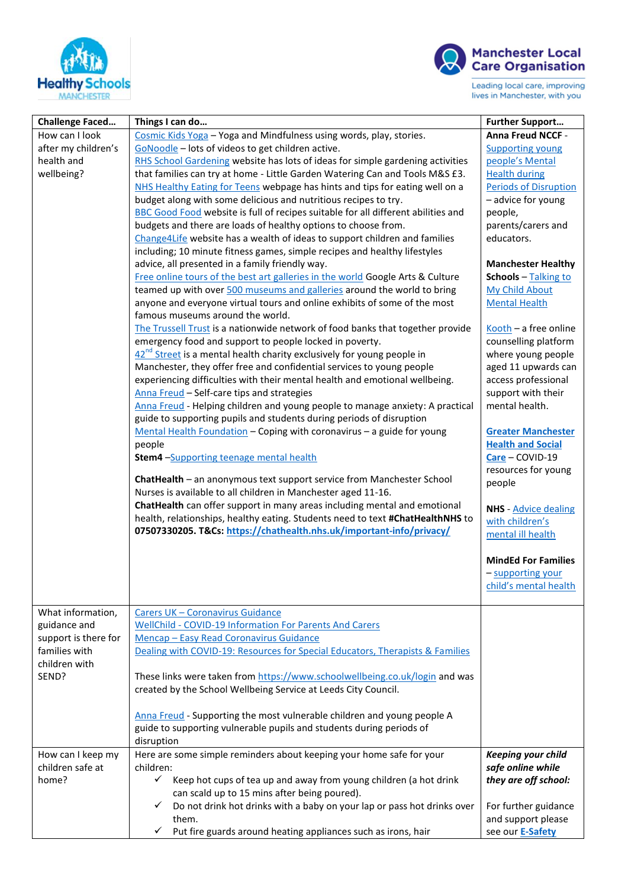| Challenge Faced… | Things I can do… | Further Support… |
|---|---|---|
| How can I look after my children's health and wellbeing? | Cosmic Kids Yoga – Yoga and Mindfulness using words, play, stories.<br>GoNoodle – lots of videos to get children active.<br>RHS School Gardening website has lots of ideas for simple gardening activities that families can try at home - Little Garden Watering Can and Tools M&S £3.<br>NHS Healthy Eating for Teens webpage has hints and tips for eating well on a budget along with some delicious and nutritious recipes to try.<br>BBC Good Food website is full of recipes suitable for all different abilities and budgets and there are loads of healthy options to choose from.<br>Change4Life website has a wealth of ideas to support children and families including; 10 minute fitness games, simple recipes and healthy lifestyles advice, all presented in a family friendly way.<br>Free online tours of the best art galleries in the world Google Arts & Culture teamed up with over 500 museums and galleries around the world to bring anyone and everyone virtual tours and online exhibits of some of the most famous museums around the world.<br>The Trussell Trust is a nationwide network of food banks that together provide emergency food and support to people locked in poverty.<br>42nd Street is a mental health charity exclusively for young people in Manchester, they offer free and confidential services to young people experiencing difficulties with their mental health and emotional wellbeing.<br>Anna Freud – Self-care tips and strategies<br>Anna Freud - Helping children and young people to manage anxiety: A practical guide to supporting pupils and students during periods of disruption<br>Mental Health Foundation – Coping with coronavirus – a guide for young people<br>**Stem4** –Supporting teenage mental health<br><br>**ChatHealth** – an anonymous text support service from Manchester School Nurses is available to all children in Manchester aged 11-16.<br>**ChatHealth** can offer support in many areas including mental and emotional health, relationships, healthy eating. Students need to text **#ChatHealthNHS** to **07507330205. T&Cs: https://chathealth.nhs.uk/important-info/privacy/** | **Anna Freud NCCF** - Supporting young people's Mental Health during Periods of Disruption – advice for young people, parents/carers and educators.<br><br>**Manchester Healthy Schools** – Talking to My Child About Mental Health<br><br>Kooth – a free online counselling platform where young people aged 11 upwards can access professional support with their mental health.<br><br>**Greater Manchester Health and Social Care** – COVID-19 resources for young people<br><br>**NHS** - Advice dealing with children's mental ill health<br><br>**MindEd For Families** – supporting your child's mental health |
| What information, guidance and support is there for families with children with SEND? | Carers UK – Coronavirus Guidance<br>WellChild - COVID-19 Information For Parents And Carers<br>Mencap – Easy Read Coronavirus Guidance<br>Dealing with COVID-19: Resources for Special Educators, Therapists & Families<br><br>These links were taken from https://www.schoolwellbeing.co.uk/login and was created by the School Wellbeing Service at Leeds City Council.<br><br>Anna Freud - Supporting the most vulnerable children and young people A guide to supporting vulnerable pupils and students during periods of disruption | |
| How can I keep my children safe at home? | Here are some simple reminders about keeping your home safe for your children:<br>✓ Keep hot cups of tea up and away from young children (a hot drink can scald up to 15 mins after being poured).<br>✓ Do not drink hot drinks with a baby on your lap or pass hot drinks over them.<br>✓ Put fire guards around heating appliances such as irons, hair | ***Keeping your child safe online while they are off school:***<br><br>For further guidance and support please see our **E-Safety** |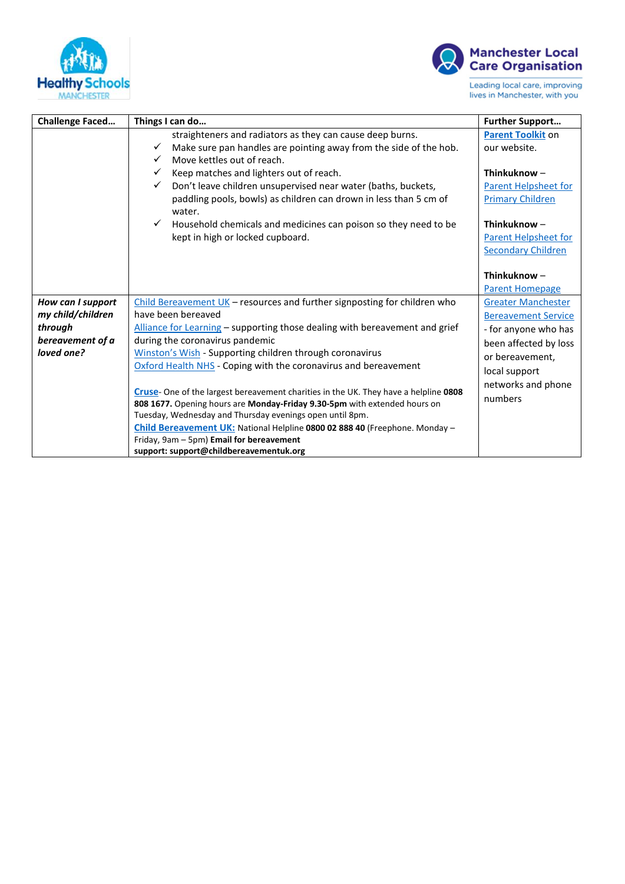| Challenge Faced… | Things I can do… | Further Support… |
|---|---|---|
| | straighteners and radiators as they can cause deep burns.<br>✓ Make sure pan handles are pointing away from the side of the hob.<br>✓ Move kettles out of reach.<br>✓ Keep matches and lighters out of reach.<br>✓ Don't leave children unsupervised near water (baths, buckets, paddling pools, bowls) as children can drown in less than 5 cm of water.<br>✓ Household chemicals and medicines can poison so they need to be kept in high or locked cupboard. | **Parent Toolkit** on our website.<br><br>**Thinkknow** – Parent Helpsheet for Primary Children<br><br>**Thinkknow** – Parent Helpsheet for Secondary Children<br><br>**Thinkknow** – Parent Homepage |
| ***How can I support my child/children through bereavement of a loved one?*** | Child Bereavement UK – resources and further signposting for children who have been bereaved<br>Alliance for Learning – supporting those dealing with bereavement and grief during the coronavirus pandemic<br>Winston's Wish - Supporting children through coronavirus<br>Oxford Health NHS - Coping with the coronavirus and bereavement<br><br>**Cruse**- One of the largest bereavement charities in the UK. They have a helpline **0808 808 1677.** Opening hours are **Monday-Friday 9.30-5pm** with extended hours on Tuesday, Wednesday and Thursday evenings open until 8pm.<br>**Child Bereavement UK:** National Helpline **0800 02 888 40** (Freephone. Monday – Friday, 9am – 5pm) **Email for bereavement support: support@childbereavementuk.org** | Greater Manchester Bereavement Service - for anyone who has been affected by loss or bereavement, local support networks and phone numbers |